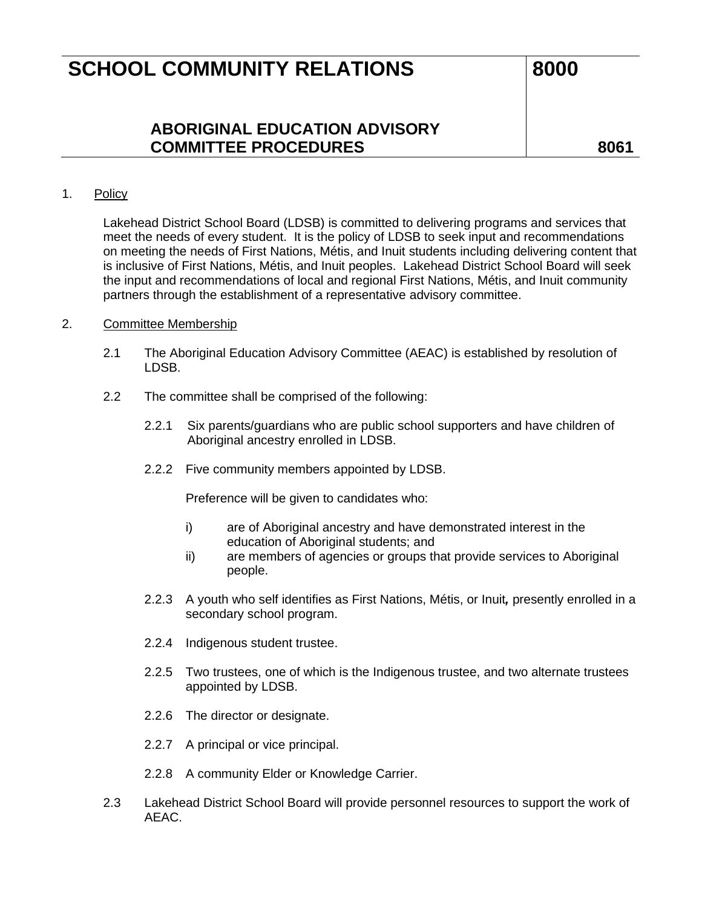# SCHOOL COMMUNITY RELATIONS 8000

## ABORIGINAL EDUCATION ADVISORY COMMITTEE PROCEDURES 8061

1. Policy

   Lakehead District School Board (LDSB) is committed to delivering programs and services that meet the needs of every student. It is the policy of LDSB to seek input and recommendations on meeting the needs of First Nations, Métis, and Inuit students including delivering content that is inclusive of First Nations, Métis, and Inuit peoples. Lakehead District School Board will seek the input and recommendations of local and regional First Nations, Métis, and Inuit community partners through the establishment of a representative advisory committee.

2. Committee Membership

   2.1 The Aboriginal Education Advisory Committee (AEAC) is established by resolution of LDSB.

   2.2 The committee shall be comprised of the following:

   2.2.1 Six parents/guardians who are public school supporters and have children of Aboriginal ancestry enrolled in LDSB.

   2.2.2 Five community members appointed by LDSB.

   Preference will be given to candidates who:

   i) are of Aboriginal ancestry and have demonstrated interest in the education of Aboriginal students; and

   ii) are members of agencies or groups that provide services to Aboriginal people.

   2.2.3 A youth who self identifies as First Nations, Métis, or Inuit*,* presently enrolled in a secondary school program.

   2.2.4 Indigenous student trustee.

   2.2.5 Two trustees, one of which is the Indigenous trustee, and two alternate trustees appointed by LDSB.

   2.2.6 The director or designate.

   2.2.7 A principal or vice principal.

   2.2.8 A community Elder or Knowledge Carrier.

   2.3 Lakehead District School Board will provide personnel resources to support the work of AEAC.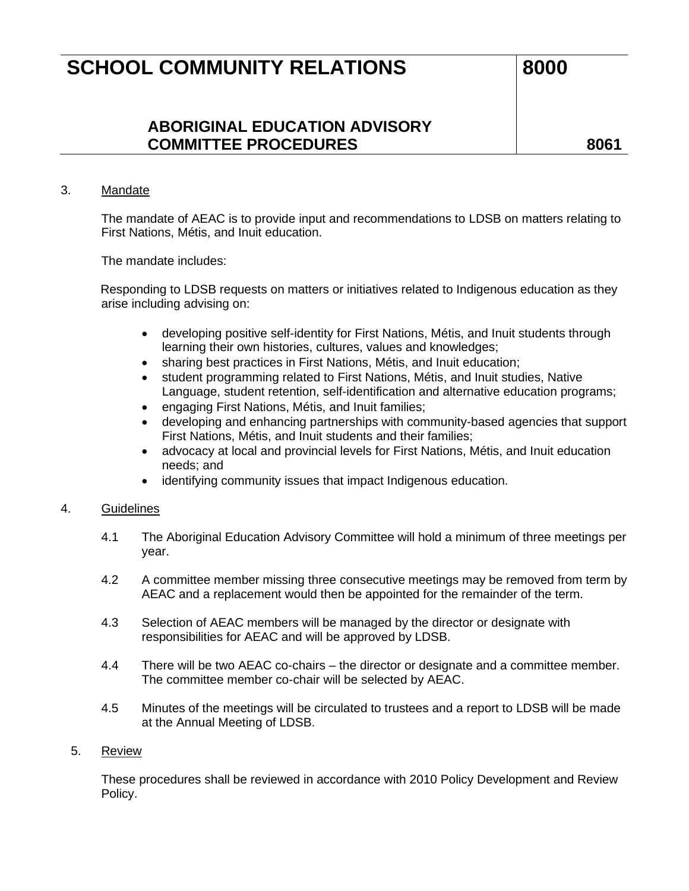3. Mandate

   The mandate of AEAC is to provide input and recommendations to LDSB on matters relating to First Nations, Métis, and Inuit education.

   The mandate includes:

   Responding to LDSB requests on matters or initiatives related to Indigenous education as they arise including advising on:

   - developing positive self-identity for First Nations, Métis, and Inuit students through learning their own histories, cultures, values and knowledges;
   - sharing best practices in First Nations, Métis, and Inuit education;
   - student programming related to First Nations, Métis, and Inuit studies, Native Language, student retention, self-identification and alternative education programs;
   - engaging First Nations, Métis, and Inuit families;
   - developing and enhancing partnerships with community-based agencies that support First Nations, Métis, and Inuit students and their families;
   - advocacy at local and provincial levels for First Nations, Métis, and Inuit education needs; and
   - identifying community issues that impact Indigenous education.

4. Guidelines

   4.1 The Aboriginal Education Advisory Committee will hold a minimum of three meetings per year.

   4.2 A committee member missing three consecutive meetings may be removed from term by AEAC and a replacement would then be appointed for the remainder of the term.

   4.3 Selection of AEAC members will be managed by the director or designate with responsibilities for AEAC and will be approved by LDSB.

   4.4 There will be two AEAC co-chairs – the director or designate and a committee member. The committee member co-chair will be selected by AEAC.

   4.5 Minutes of the meetings will be circulated to trustees and a report to LDSB will be made at the Annual Meeting of LDSB.

5. Review

   These procedures shall be reviewed in accordance with 2010 Policy Development and Review Policy.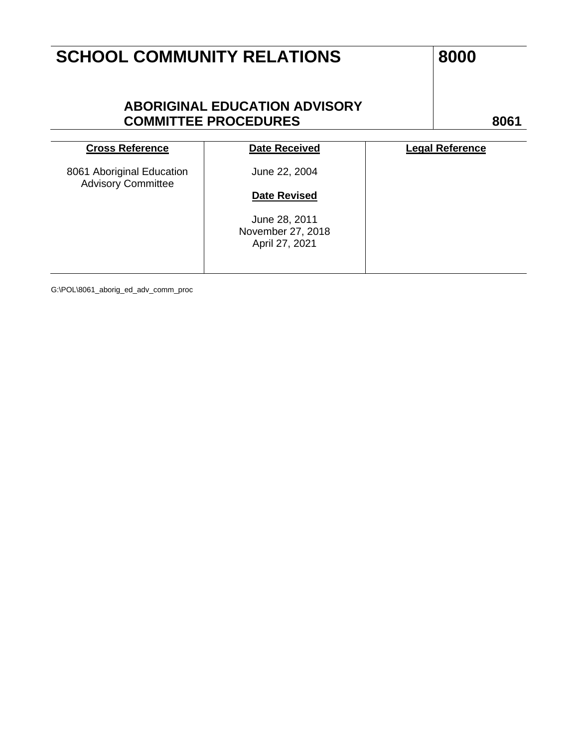# SCHOOL COMMUNITY RELATIONS 8000

## ABORIGINAL EDUCATION ADVISORY COMMITTEE PROCEDURES 8061

| Cross Reference | Date Received | Legal Reference |
|---|---|---|
| 8061 Aboriginal Education Advisory Committee | June 22, 2004<br><br>**Date Revised**<br><br>June 28, 2011<br>November 27, 2018<br>April 27, 2021 | |

G:\POL\8061_aborig_ed_adv_comm_proc